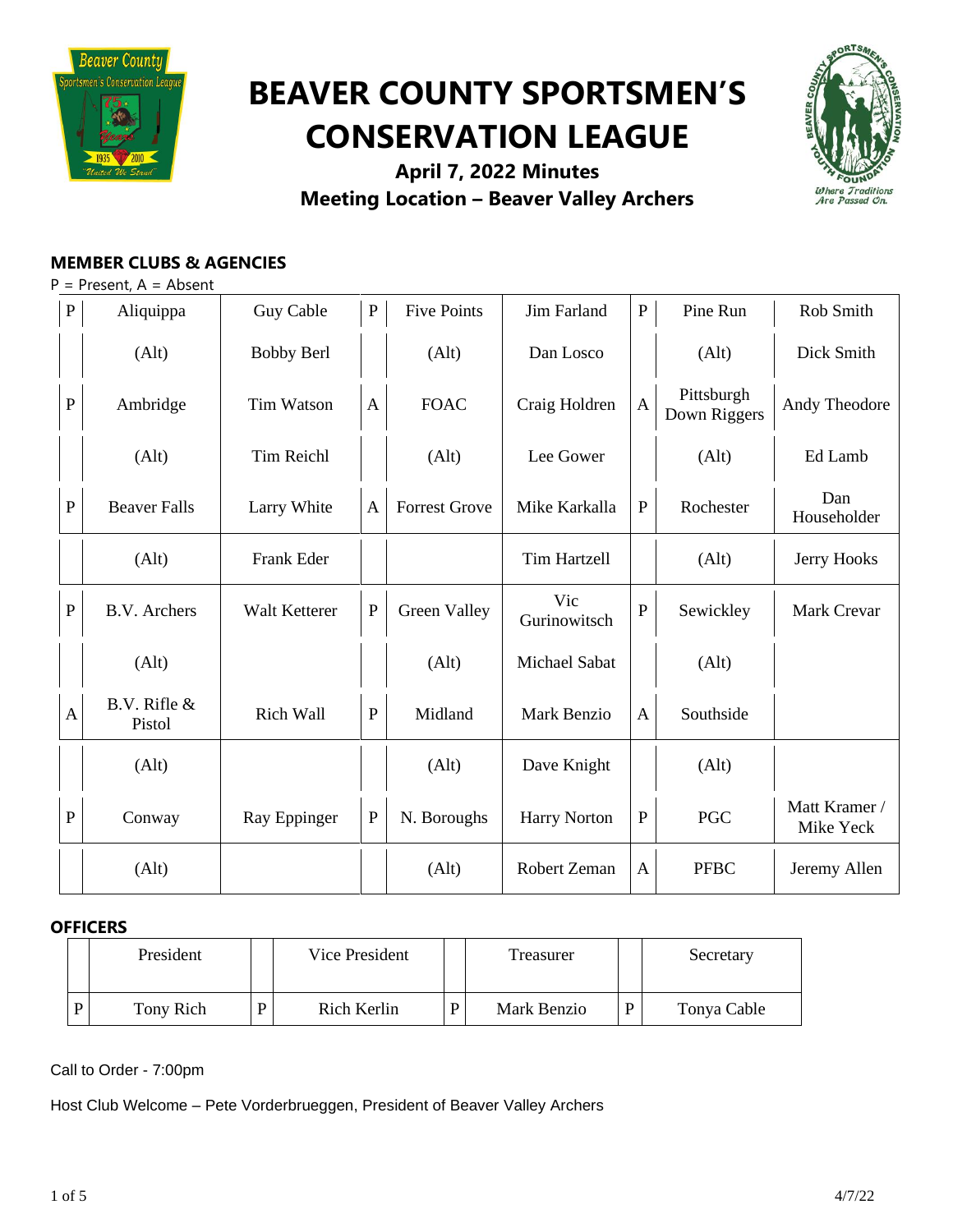# BEAVER COUNTY SPORTSMEN'S CONSERVATION LEAGUE

**April 7, 2022 Minutes**
**Meeting Location – Beaver Valley Archers**

## MEMBER CLUBS & AGENCIES

P = Present, A = Absent

| | Club | Delegate | | Club | Delegate | | Club | Delegate |
|---|---|---|---|---|---|---|---|---|
| P | Aliquippa | Guy Cable | P | Five Points | Jim Farland | P | Pine Run | Rob Smith |
| | (Alt) | Bobby Berl | | (Alt) | Dan Losco | | (Alt) | Dick Smith |
| P | Ambridge | Tim Watson | A | FOAC | Craig Holdren | A | Pittsburgh Down Riggers | Andy Theodore |
| | (Alt) | Tim Reichl | | (Alt) | Lee Gower | | (Alt) | Ed Lamb |
| P | Beaver Falls | Larry White | A | Forrest Grove | Mike Karkalla | P | Rochester | Dan Householder |
| | (Alt) | Frank Eder | | | Tim Hartzell | | (Alt) | Jerry Hooks |
| P | B.V. Archers | Walt Ketterer | P | Green Valley | Vic Gurinowitsch | P | Sewickley | Mark Crevar |
| | (Alt) | | | (Alt) | Michael Sabat | | (Alt) | |
| A | B.V. Rifle & Pistol | Rich Wall | P | Midland | Mark Benzio | A | Southside | |
| | (Alt) | | | (Alt) | Dave Knight | | (Alt) | |
| P | Conway | Ray Eppinger | P | N. Boroughs | Harry Norton | P | PGC | Matt Kramer / Mike Yeck |
| | (Alt) | | | (Alt) | Robert Zeman | A | PFBC | Jeremy Allen |

## OFFICERS

| | President | | Vice President | | Treasurer | | Secretary |
|---|---|---|---|---|---|---|---|
| P | Tony Rich | P | Rich Kerlin | P | Mark Benzio | P | Tonya Cable |

Call to Order - 7:00pm

Host Club Welcome – Pete Vorderbrueggen, President of Beaver Valley Archers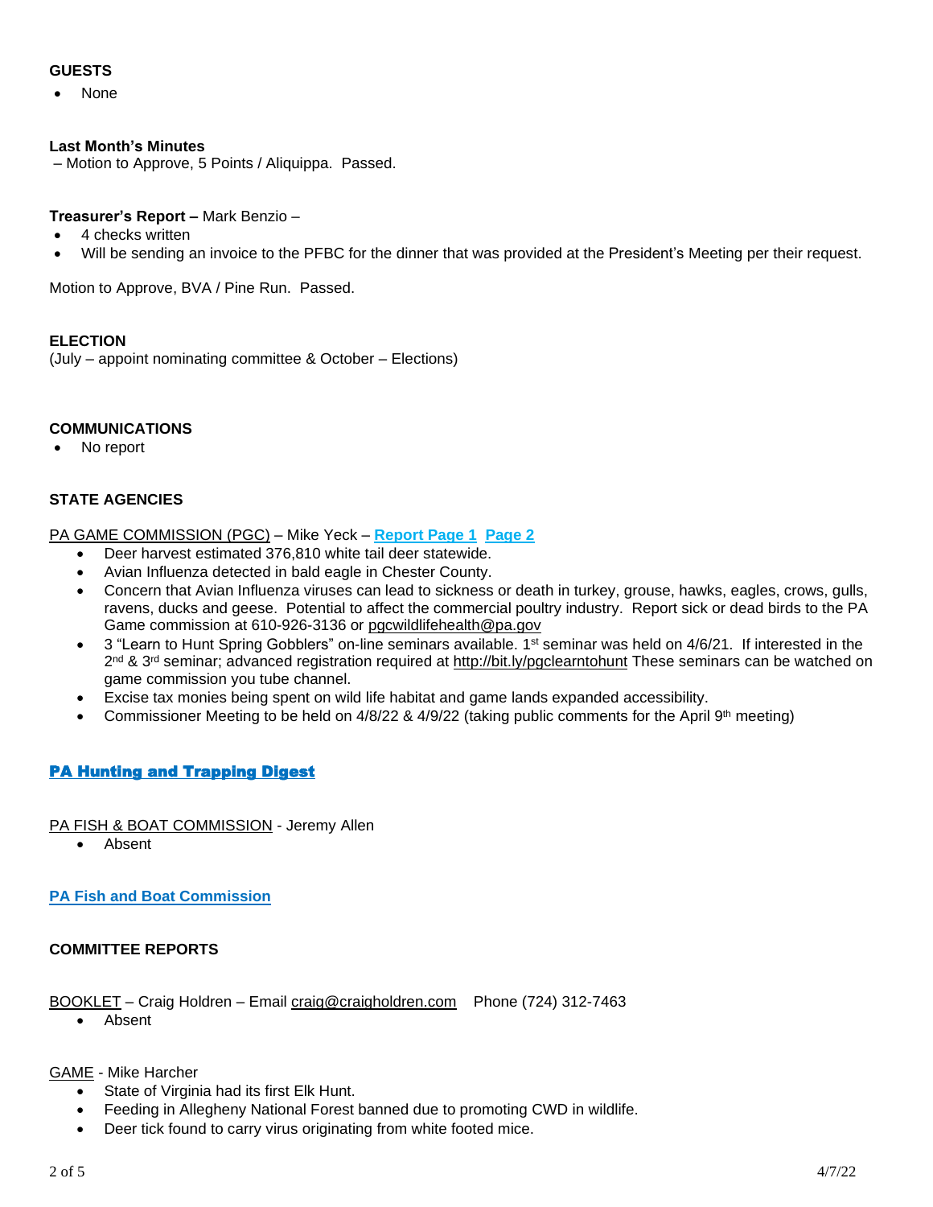**GUESTS**

- None

**Last Month's Minutes**

– Motion to Approve, 5 Points / Aliquippa. Passed.

**Treasurer's Report –** Mark Benzio –

- 4 checks written
- Will be sending an invoice to the PFBC for the dinner that was provided at the President's Meeting per their request.

Motion to Approve, BVA / Pine Run. Passed.

**ELECTION**

(July – appoint nominating committee & October – Elections)

**COMMUNICATIONS**

- No report

**STATE AGENCIES**

PA GAME COMMISSION (PGC) – Mike Yeck – **Report Page 1** **Page 2**

- Deer harvest estimated 376,810 white tail deer statewide.
- Avian Influenza detected in bald eagle in Chester County.
- Concern that Avian Influenza viruses can lead to sickness or death in turkey, grouse, hawks, eagles, crows, gulls, ravens, ducks and geese. Potential to affect the commercial poultry industry. Report sick or dead birds to the PA Game commission at 610-926-3136 or pgcwildlifehealth@pa.gov
- 3 "Learn to Hunt Spring Gobblers" on-line seminars available. 1st seminar was held on 4/6/21. If interested in the 2nd & 3rd seminar; advanced registration required at http://bit.ly/pgclearntohunt These seminars can be watched on game commission you tube channel.
- Excise tax monies being spent on wild life habitat and game lands expanded accessibility.
- Commissioner Meeting to be held on 4/8/22 & 4/9/22 (taking public comments for the April 9th meeting)

**PA Hunting and Trapping Digest**

PA FISH & BOAT COMMISSION - Jeremy Allen

- Absent

**PA Fish and Boat Commission**

**COMMITTEE REPORTS**

BOOKLET – Craig Holdren – Email craig@craigholdren.com Phone (724) 312-7463

- Absent

GAME - Mike Harcher

- State of Virginia had its first Elk Hunt.
- Feeding in Allegheny National Forest banned due to promoting CWD in wildlife.
- Deer tick found to carry virus originating from white footed mice.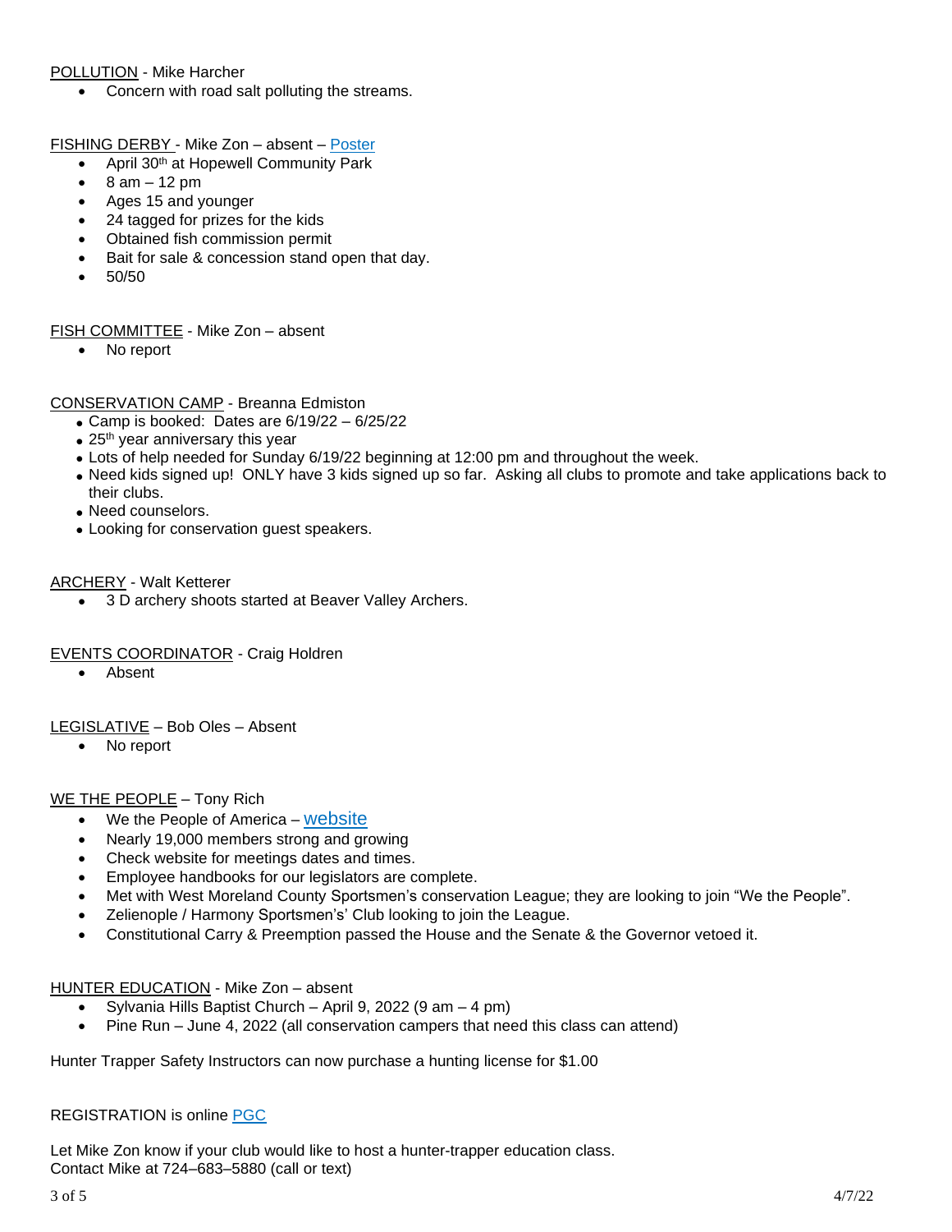POLLUTION - Mike Harcher

- Concern with road salt polluting the streams.

FISHING DERBY - Mike Zon – absent – Poster

- April 30th at Hopewell Community Park
- 8 am – 12 pm
- Ages 15 and younger
- 24 tagged for prizes for the kids
- Obtained fish commission permit
- Bait for sale & concession stand open that day.
- 50/50

FISH COMMITTEE - Mike Zon – absent

- No report

CONSERVATION CAMP - Breanna Edmiston

- Camp is booked: Dates are 6/19/22 – 6/25/22
- 25th year anniversary this year
- Lots of help needed for Sunday 6/19/22 beginning at 12:00 pm and throughout the week.
- Need kids signed up! ONLY have 3 kids signed up so far. Asking all clubs to promote and take applications back to their clubs.
- Need counselors.
- Looking for conservation guest speakers.

ARCHERY - Walt Ketterer

- 3 D archery shoots started at Beaver Valley Archers.

EVENTS COORDINATOR - Craig Holdren

- Absent

LEGISLATIVE – Bob Oles – Absent

- No report

WE THE PEOPLE – Tony Rich

- We the People of America – website
- Nearly 19,000 members strong and growing
- Check website for meetings dates and times.
- Employee handbooks for our legislators are complete.
- Met with West Moreland County Sportsmen's conservation League; they are looking to join "We the People".
- Zelienople / Harmony Sportsmen's' Club looking to join the League.
- Constitutional Carry & Preemption passed the House and the Senate & the Governor vetoed it.

HUNTER EDUCATION - Mike Zon – absent

- Sylvania Hills Baptist Church – April 9, 2022 (9 am – 4 pm)
- Pine Run – June 4, 2022 (all conservation campers that need this class can attend)

Hunter Trapper Safety Instructors can now purchase a hunting license for $1.00

REGISTRATION is online PGC

Let Mike Zon know if your club would like to host a hunter-trapper education class.
Contact Mike at 724–683–5880 (call or text)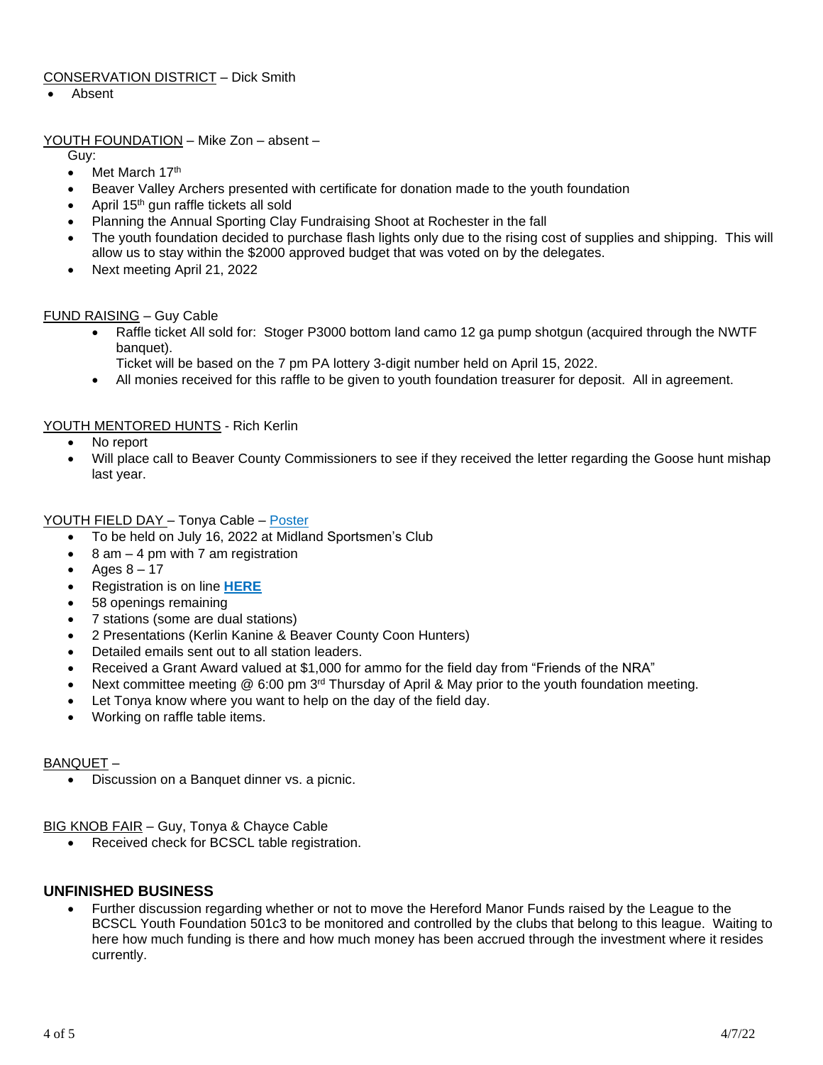CONSERVATION DISTRICT – Dick Smith

- Absent

YOUTH FOUNDATION – Mike Zon – absent –

Guy:

- Met March 17th
- Beaver Valley Archers presented with certificate for donation made to the youth foundation
- April 15th gun raffle tickets all sold
- Planning the Annual Sporting Clay Fundraising Shoot at Rochester in the fall
- The youth foundation decided to purchase flash lights only due to the rising cost of supplies and shipping. This will allow us to stay within the $2000 approved budget that was voted on by the delegates.
- Next meeting April 21, 2022

FUND RAISING – Guy Cable

- Raffle ticket All sold for: Stoger P3000 bottom land camo 12 ga pump shotgun (acquired through the NWTF banquet).
  Ticket will be based on the 7 pm PA lottery 3-digit number held on April 15, 2022.
- All monies received for this raffle to be given to youth foundation treasurer for deposit. All in agreement.

YOUTH MENTORED HUNTS - Rich Kerlin

- No report
- Will place call to Beaver County Commissioners to see if they received the letter regarding the Goose hunt mishap last year.

YOUTH FIELD DAY – Tonya Cable – Poster

- To be held on July 16, 2022 at Midland Sportsmen's Club
- 8 am – 4 pm with 7 am registration
- Ages 8 – 17
- Registration is on line **HERE**
- 58 openings remaining
- 7 stations (some are dual stations)
- 2 Presentations (Kerlin Kanine & Beaver County Coon Hunters)
- Detailed emails sent out to all station leaders.
- Received a Grant Award valued at $1,000 for ammo for the field day from "Friends of the NRA"
- Next committee meeting @ 6:00 pm 3rd Thursday of April & May prior to the youth foundation meeting.
- Let Tonya know where you want to help on the day of the field day.
- Working on raffle table items.

BANQUET –

- Discussion on a Banquet dinner vs. a picnic.

BIG KNOB FAIR – Guy, Tonya & Chayce Cable

- Received check for BCSCL table registration.

## UNFINISHED BUSINESS

- Further discussion regarding whether or not to move the Hereford Manor Funds raised by the League to the BCSCL Youth Foundation 501c3 to be monitored and controlled by the clubs that belong to this league. Waiting to here how much funding is there and how much money has been accrued through the investment where it resides currently.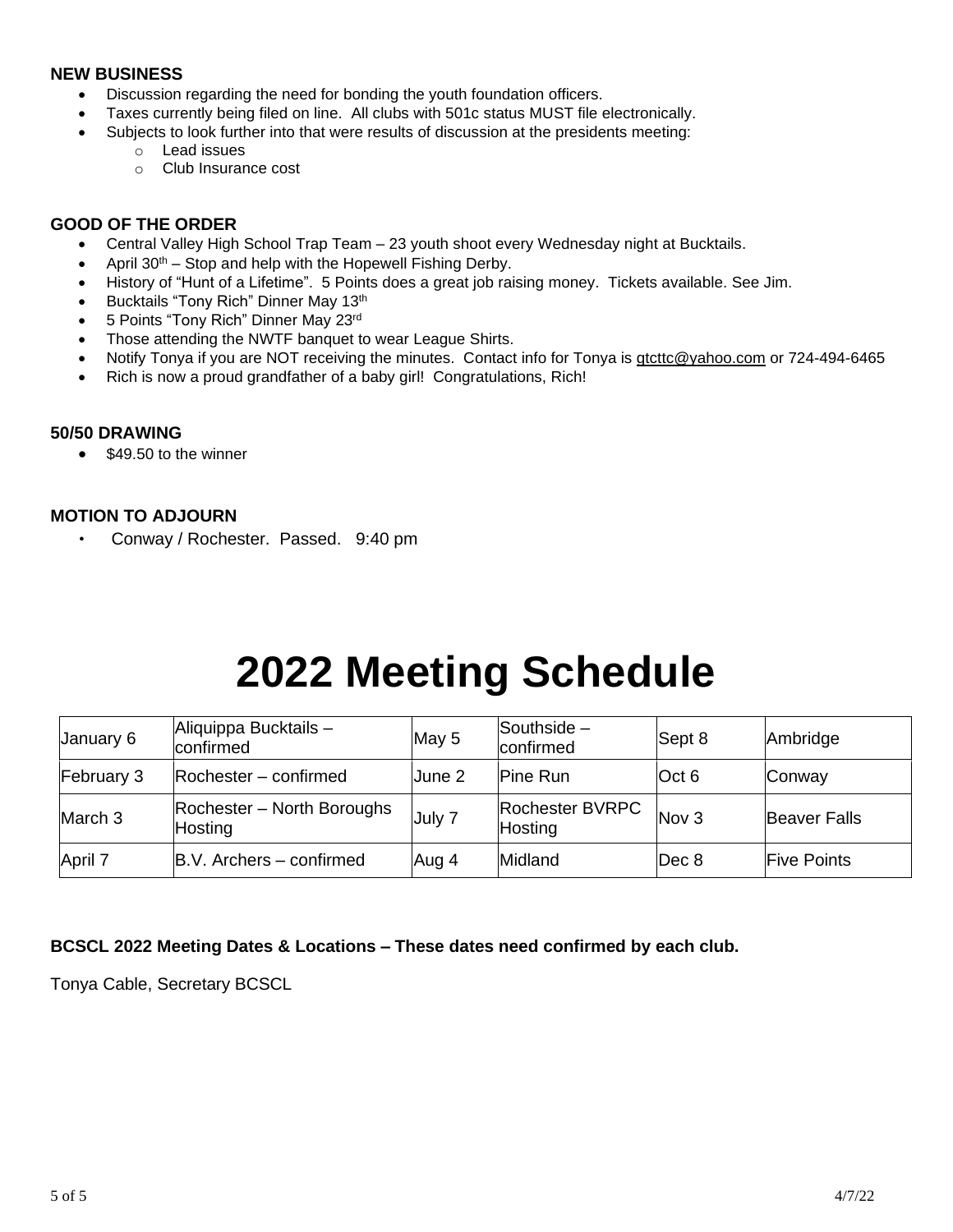**NEW BUSINESS**

- Discussion regarding the need for bonding the youth foundation officers.
- Taxes currently being filed on line. All clubs with 501c status MUST file electronically.
- Subjects to look further into that were results of discussion at the presidents meeting:
  - Lead issues
  - Club Insurance cost

**GOOD OF THE ORDER**

- Central Valley High School Trap Team – 23 youth shoot every Wednesday night at Bucktails.
- April 30th – Stop and help with the Hopewell Fishing Derby.
- History of "Hunt of a Lifetime". 5 Points does a great job raising money. Tickets available. See Jim.
- Bucktails "Tony Rich" Dinner May 13th
- 5 Points "Tony Rich" Dinner May 23rd
- Those attending the NWTF banquet to wear League Shirts.
- Notify Tonya if you are NOT receiving the minutes. Contact info for Tonya is gtcttc@yahoo.com or 724-494-6465
- Rich is now a proud grandfather of a baby girl! Congratulations, Rich!

**50/50 DRAWING**

- $49.50 to the winner

**MOTION TO ADJOURN**

- Conway / Rochester. Passed. 9:40 pm

# 2022 Meeting Schedule

| | | | | | |
|---|---|---|---|---|---|
| January 6 | Aliquippa Bucktails – confirmed | May 5 | Southside – confirmed | Sept 8 | Ambridge |
| February 3 | Rochester – confirmed | June 2 | Pine Run | Oct 6 | Conway |
| March 3 | Rochester – North Boroughs Hosting | July 7 | Rochester BVRPC Hosting | Nov 3 | Beaver Falls |
| April 7 | B.V. Archers – confirmed | Aug 4 | Midland | Dec 8 | Five Points |

**BCSCL 2022 Meeting Dates & Locations – These dates need confirmed by each club.**

Tonya Cable, Secretary BCSCL